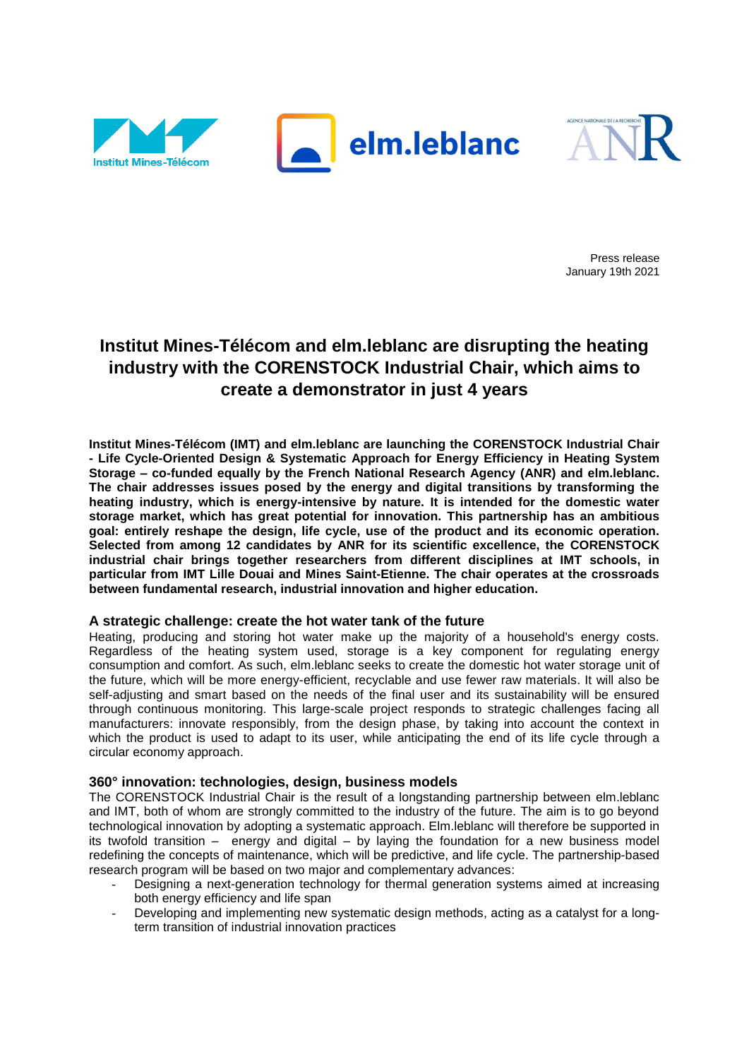Press release
January 19th 2021

# Institut Mines-Télécom and elm.leblanc are disrupting the heating industry with the CORENSTOCK Industrial Chair, which aims to create a demonstrator in just 4 years

**Institut Mines-Télécom (IMT) and elm.leblanc are launching the CORENSTOCK Industrial Chair - Life Cycle-Oriented Design & Systematic Approach for Energy Efficiency in Heating System Storage – co-funded equally by the French National Research Agency (ANR) and elm.leblanc. The chair addresses issues posed by the energy and digital transitions by transforming the heating industry, which is energy-intensive by nature. It is intended for the domestic water storage market, which has great potential for innovation. This partnership has an ambitious goal: entirely reshape the design, life cycle, use of the product and its economic operation. Selected from among 12 candidates by ANR for its scientific excellence, the CORENSTOCK industrial chair brings together researchers from different disciplines at IMT schools, in particular from IMT Lille Douai and Mines Saint-Etienne. The chair operates at the crossroads between fundamental research, industrial innovation and higher education.**

## A strategic challenge: create the hot water tank of the future

Heating, producing and storing hot water make up the majority of a household's energy costs. Regardless of the heating system used, storage is a key component for regulating energy consumption and comfort. As such, elm.leblanc seeks to create the domestic hot water storage unit of the future, which will be more energy-efficient, recyclable and use fewer raw materials. It will also be self-adjusting and smart based on the needs of the final user and its sustainability will be ensured through continuous monitoring. This large-scale project responds to strategic challenges facing all manufacturers: innovate responsibly, from the design phase, by taking into account the context in which the product is used to adapt to its user, while anticipating the end of its life cycle through a circular economy approach.

## 360° innovation: technologies, design, business models

The CORENSTOCK Industrial Chair is the result of a longstanding partnership between elm.leblanc and IMT, both of whom are strongly committed to the industry of the future. The aim is to go beyond technological innovation by adopting a systematic approach. Elm.leblanc will therefore be supported in its twofold transition – energy and digital – by laying the foundation for a new business model redefining the concepts of maintenance, which will be predictive, and life cycle. The partnership-based research program will be based on two major and complementary advances:

- Designing a next-generation technology for thermal generation systems aimed at increasing both energy efficiency and life span
- Developing and implementing new systematic design methods, acting as a catalyst for a long-term transition of industrial innovation practices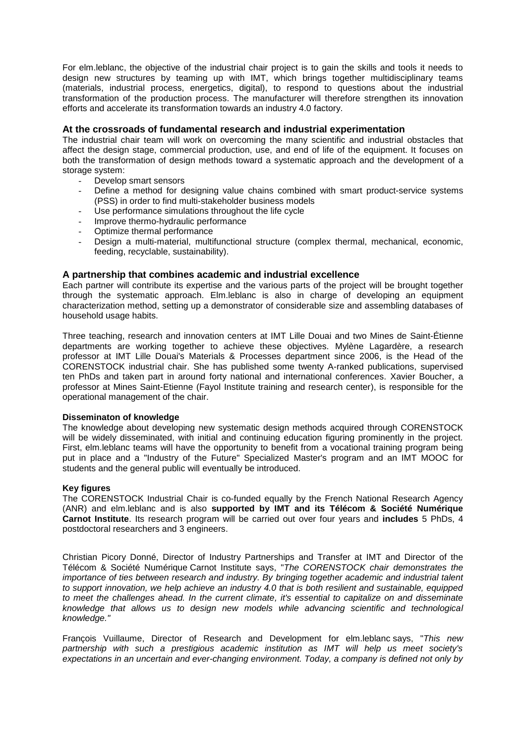For elm.leblanc, the objective of the industrial chair project is to gain the skills and tools it needs to design new structures by teaming up with IMT, which brings together multidisciplinary teams (materials, industrial process, energetics, digital), to respond to questions about the industrial transformation of the production process. The manufacturer will therefore strengthen its innovation efforts and accelerate its transformation towards an industry 4.0 factory.

## At the crossroads of fundamental research and industrial experimentation

The industrial chair team will work on overcoming the many scientific and industrial obstacles that affect the design stage, commercial production, use, and end of life of the equipment. It focuses on both the transformation of design methods toward a systematic approach and the development of a storage system:

- Develop smart sensors
- Define a method for designing value chains combined with smart product-service systems (PSS) in order to find multi-stakeholder business models
- Use performance simulations throughout the life cycle
- Improve thermo-hydraulic performance
- Optimize thermal performance
- Design a multi-material, multifunctional structure (complex thermal, mechanical, economic, feeding, recyclable, sustainability).

## A partnership that combines academic and industrial excellence

Each partner will contribute its expertise and the various parts of the project will be brought together through the systematic approach. Elm.leblanc is also in charge of developing an equipment characterization method, setting up a demonstrator of considerable size and assembling databases of household usage habits.

Three teaching, research and innovation centers at IMT Lille Douai and two Mines de Saint-Étienne departments are working together to achieve these objectives. Mylène Lagardère, a research professor at IMT Lille Douai's Materials & Processes department since 2006, is the Head of the CORENSTOCK industrial chair. She has published some twenty A-ranked publications, supervised ten PhDs and taken part in around forty national and international conferences. Xavier Boucher, a professor at Mines Saint-Etienne (Fayol Institute training and research center), is responsible for the operational management of the chair.

### Disseminaton of knowledge

The knowledge about developing new systematic design methods acquired through CORENSTOCK will be widely disseminated, with initial and continuing education figuring prominently in the project. First, elm.leblanc teams will have the opportunity to benefit from a vocational training program being put in place and a "Industry of the Future" Specialized Master's program and an IMT MOOC for students and the general public will eventually be introduced.

### Key figures

The CORENSTOCK Industrial Chair is co-funded equally by the French National Research Agency (ANR) and elm.leblanc and is also **supported by IMT and its Télécom & Société Numérique Carnot Institute**. Its research program will be carried out over four years and **includes** 5 PhDs, 4 postdoctoral researchers and 3 engineers.

Christian Picory Donné, Director of Industry Partnerships and Transfer at IMT and Director of the Télécom & Société Numérique Carnot Institute says, "*The CORENSTOCK chair demonstrates the importance of ties between research and industry. By bringing together academic and industrial talent to support innovation, we help achieve an industry 4.0 that is both resilient and sustainable, equipped to meet the challenges ahead. In the current climate, it's essential to capitalize on and disseminate knowledge that allows us to design new models while advancing scientific and technological knowledge."*

François Vuillaume, Director of Research and Development for elm.leblanc says, "*This new partnership with such a prestigious academic institution as IMT will help us meet society's expectations in an uncertain and ever-changing environment. Today, a company is defined not only by*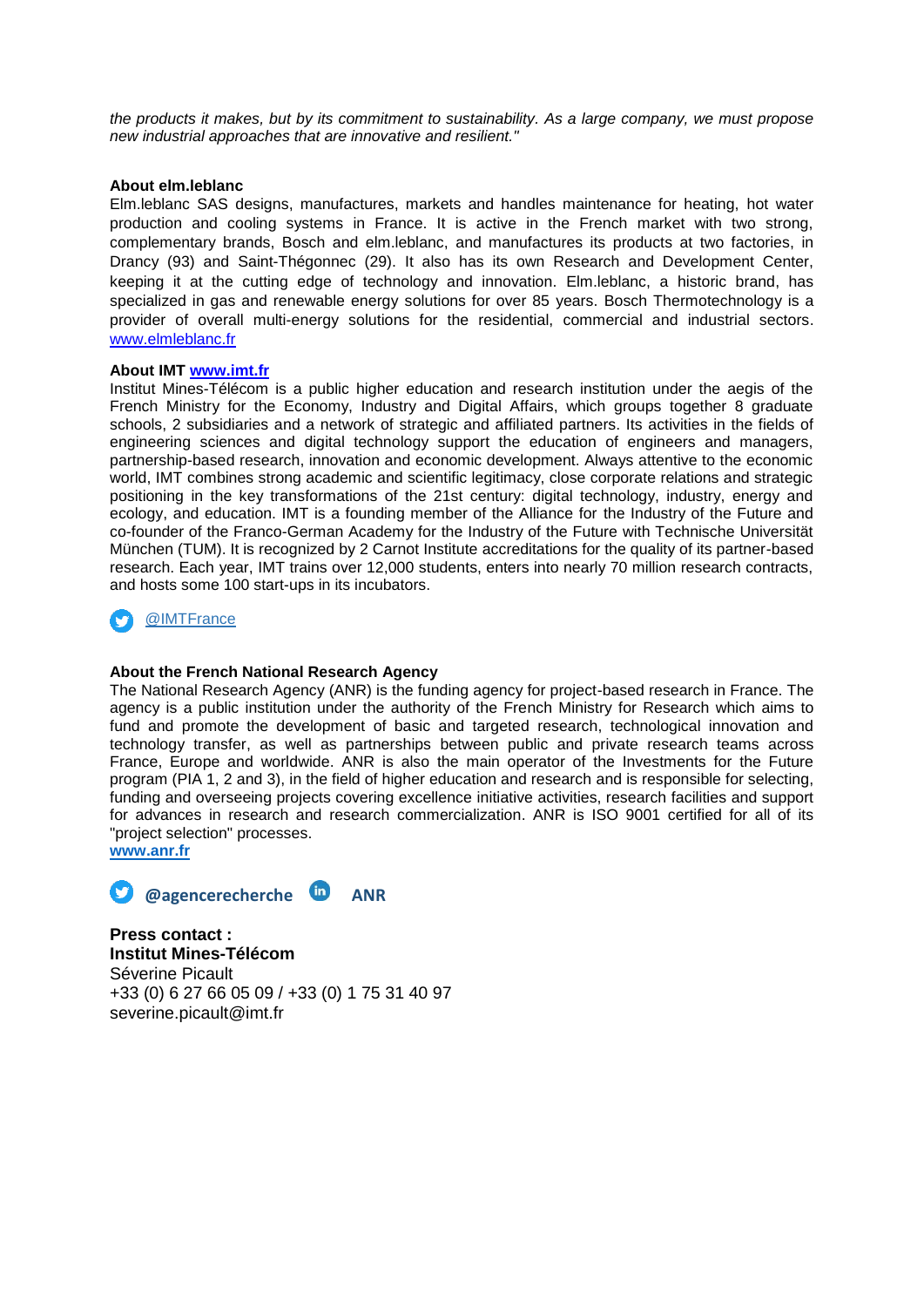*the products it makes, but by its commitment to sustainability. As a large company, we must propose new industrial approaches that are innovative and resilient."*

**About elm.leblanc**

Elm.leblanc SAS designs, manufactures, markets and handles maintenance for heating, hot water production and cooling systems in France. It is active in the French market with two strong, complementary brands, Bosch and elm.leblanc, and manufactures its products at two factories, in Drancy (93) and Saint-Thégonnec (29). It also has its own Research and Development Center, keeping it at the cutting edge of technology and innovation. Elm.leblanc, a historic brand, has specialized in gas and renewable energy solutions for over 85 years. Bosch Thermotechnology is a provider of overall multi-energy solutions for the residential, commercial and industrial sectors. www.elmleblanc.fr

**About IMT www.imt.fr**

Institut Mines-Télécom is a public higher education and research institution under the aegis of the French Ministry for the Economy, Industry and Digital Affairs, which groups together 8 graduate schools, 2 subsidiaries and a network of strategic and affiliated partners. Its activities in the fields of engineering sciences and digital technology support the education of engineers and managers, partnership-based research, innovation and economic development. Always attentive to the economic world, IMT combines strong academic and scientific legitimacy, close corporate relations and strategic positioning in the key transformations of the 21st century: digital technology, industry, energy and ecology, and education. IMT is a founding member of the Alliance for the Industry of the Future and co-founder of the Franco-German Academy for the Industry of the Future with Technische Universität München (TUM). It is recognized by 2 Carnot Institute accreditations for the quality of its partner-based research. Each year, IMT trains over 12,000 students, enters into nearly 70 million research contracts, and hosts some 100 start-ups in its incubators.

@IMTFrance

**About the French National Research Agency**

The National Research Agency (ANR) is the funding agency for project-based research in France. The agency is a public institution under the authority of the French Ministry for Research which aims to fund and promote the development of basic and targeted research, technological innovation and technology transfer, as well as partnerships between public and private research teams across France, Europe and worldwide. ANR is also the main operator of the Investments for the Future program (PIA 1, 2 and 3), in the field of higher education and research and is responsible for selecting, funding and overseeing projects covering excellence initiative activities, research facilities and support for advances in research and research commercialization. ANR is ISO 9001 certified for all of its "project selection" processes.
**www.anr.fr**

**@agencerecherche** **ANR**

**Press contact :**
**Institut Mines-Télécom**
Séverine Picault
+33 (0) 6 27 66 05 09 / +33 (0) 1 75 31 40 97
severine.picault@imt.fr